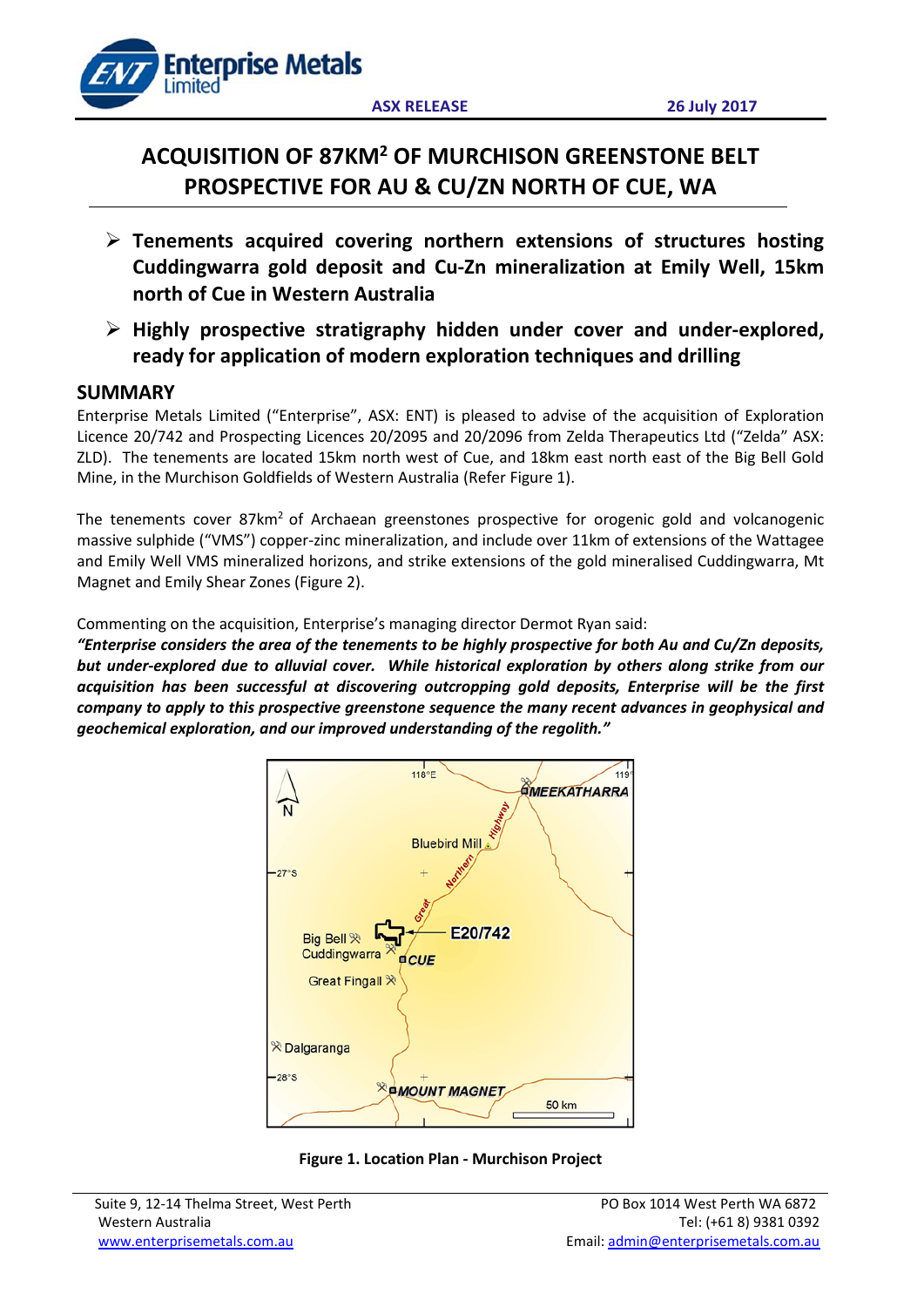**ASX RELEASE** **26 July 2017**

# ACQUISITION OF 87KM² OF MURCHISON GREENSTONE BELT PROSPECTIVE FOR AU & CU/ZN NORTH OF CUE, WA

- **Tenements acquired covering northern extensions of structures hosting Cuddingwarra gold deposit and Cu-Zn mineralization at Emily Well, 15km north of Cue in Western Australia**
- **Highly prospective stratigraphy hidden under cover and under-explored, ready for application of modern exploration techniques and drilling**

## SUMMARY

Enterprise Metals Limited ("Enterprise", ASX: ENT) is pleased to advise of the acquisition of Exploration Licence 20/742 and Prospecting Licences 20/2095 and 20/2096 from Zelda Therapeutics Ltd ("Zelda" ASX: ZLD). The tenements are located 15km north west of Cue, and 18km east north east of the Big Bell Gold Mine, in the Murchison Goldfields of Western Australia (Refer Figure 1).

The tenements cover 87km² of Archaean greenstones prospective for orogenic gold and volcanogenic massive sulphide ("VMS") copper-zinc mineralization, and include over 11km of extensions of the Wattagee and Emily Well VMS mineralized horizons, and strike extensions of the gold mineralised Cuddingwarra, Mt Magnet and Emily Shear Zones (Figure 2).

Commenting on the acquisition, Enterprise's managing director Dermot Ryan said:
***"Enterprise considers the area of the tenements to be highly prospective for both Au and Cu/Zn deposits, but under-explored due to alluvial cover. While historical exploration by others along strike from our acquisition has been successful at discovering outcropping gold deposits, Enterprise will be the first company to apply to this prospective greenstone sequence the many recent advances in geophysical and geochemical exploration, and our improved understanding of the regolith."***

**Figure 1. Location Plan - Murchison Project**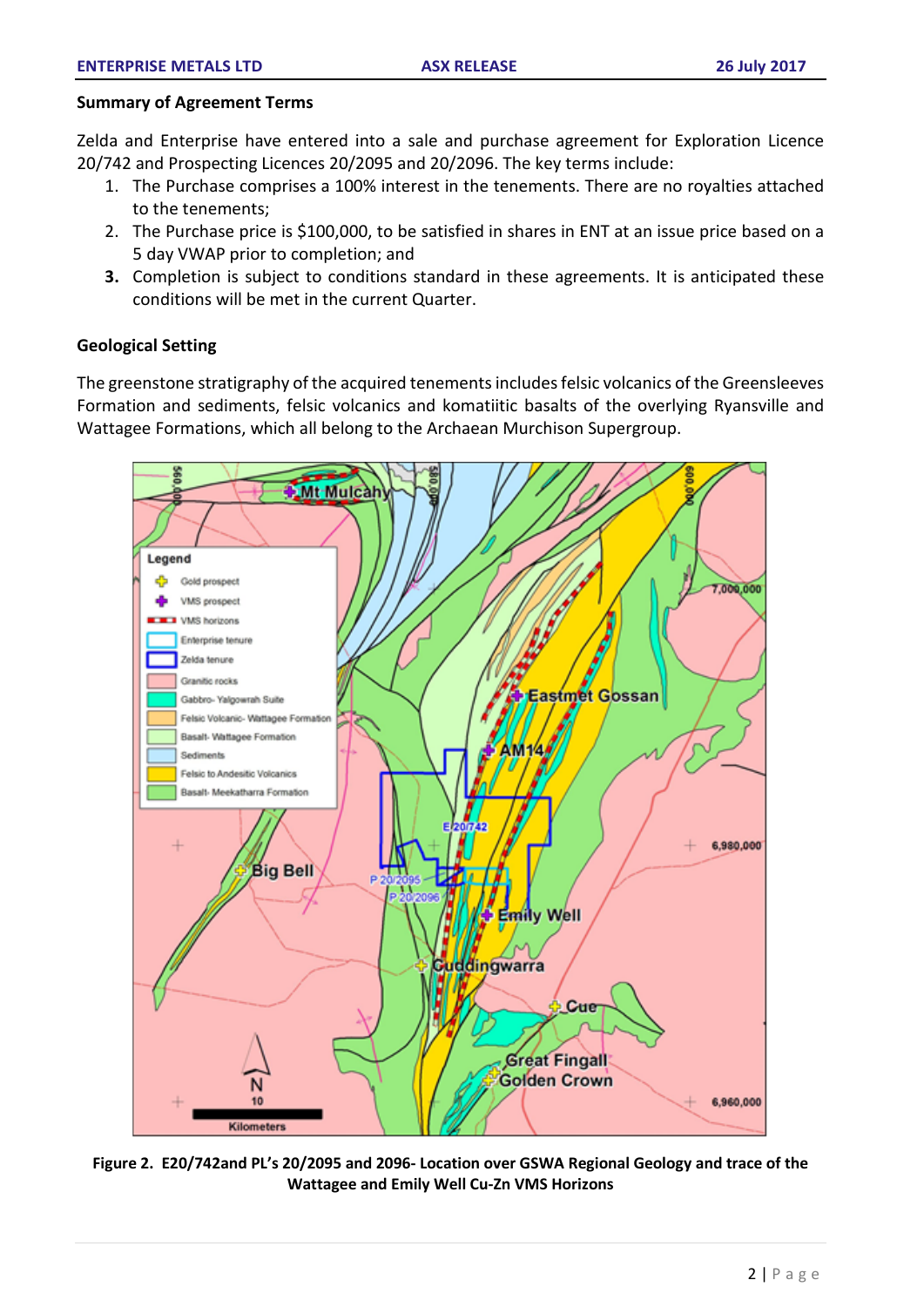**Summary of Agreement Terms**

Zelda and Enterprise have entered into a sale and purchase agreement for Exploration Licence 20/742 and Prospecting Licences 20/2095 and 20/2096. The key terms include:

1. The Purchase comprises a 100% interest in the tenements. There are no royalties attached to the tenements;
2. The Purchase price is $100,000, to be satisfied in shares in ENT at an issue price based on a 5 day VWAP prior to completion; and
3. Completion is subject to conditions standard in these agreements. It is anticipated these conditions will be met in the current Quarter.

**Geological Setting**

The greenstone stratigraphy of the acquired tenements includes felsic volcanics of the Greensleeves Formation and sediments, felsic volcanics and komatiitic basalts of the overlying Ryansville and Wattagee Formations, which all belong to the Archaean Murchison Supergroup.

**Figure 2. E20/742and PL's 20/2095 and 2096- Location over GSWA Regional Geology and trace of the Wattagee and Emily Well Cu-Zn VMS Horizons**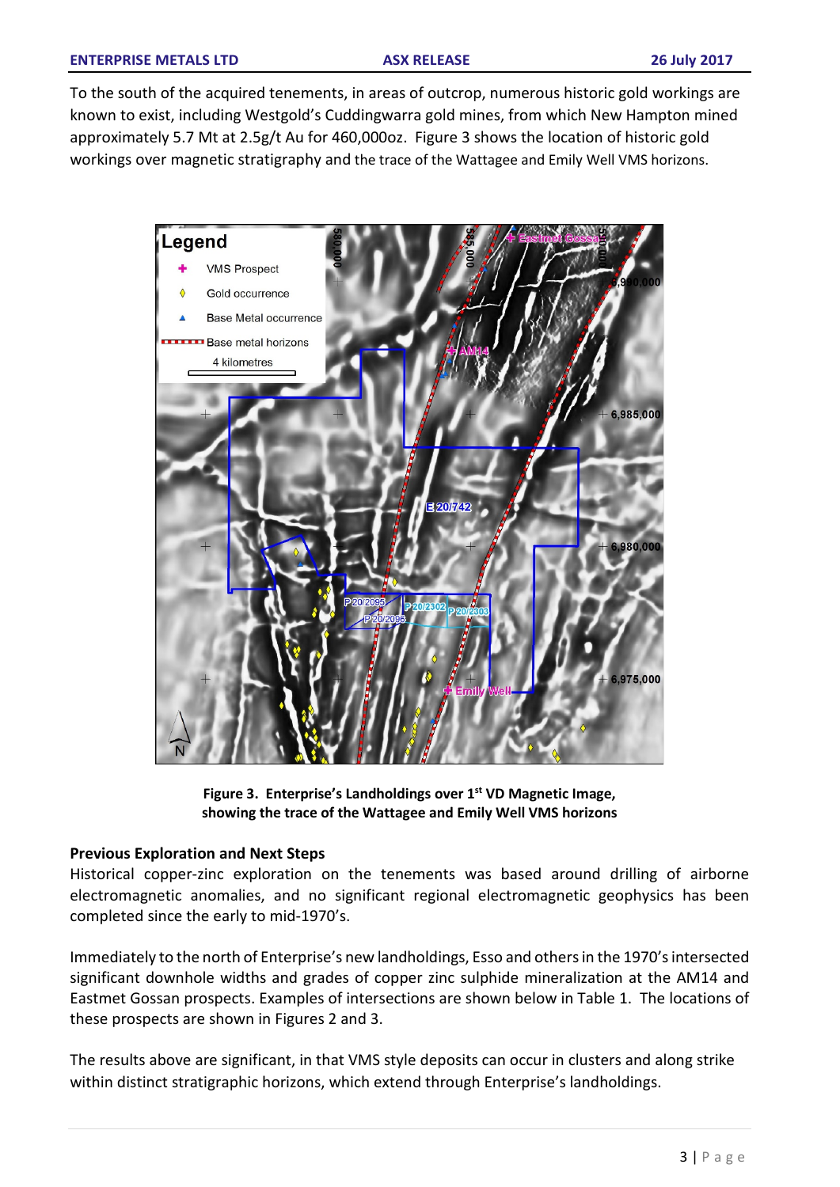To the south of the acquired tenements, in areas of outcrop, numerous historic gold workings are known to exist, including Westgold's Cuddingwarra gold mines, from which New Hampton mined approximately 5.7 Mt at 2.5g/t Au for 460,000oz. Figure 3 shows the location of historic gold workings over magnetic stratigraphy and the trace of the Wattagee and Emily Well VMS horizons.

**Figure 3. Enterprise's Landholdings over 1st VD Magnetic Image, showing the trace of the Wattagee and Emily Well VMS horizons**

### Previous Exploration and Next Steps

Historical copper-zinc exploration on the tenements was based around drilling of airborne electromagnetic anomalies, and no significant regional electromagnetic geophysics has been completed since the early to mid-1970's.

Immediately to the north of Enterprise's new landholdings, Esso and others in the 1970's intersected significant downhole widths and grades of copper zinc sulphide mineralization at the AM14 and Eastmet Gossan prospects. Examples of intersections are shown below in Table 1. The locations of these prospects are shown in Figures 2 and 3.

The results above are significant, in that VMS style deposits can occur in clusters and along strike within distinct stratigraphic horizons, which extend through Enterprise's landholdings.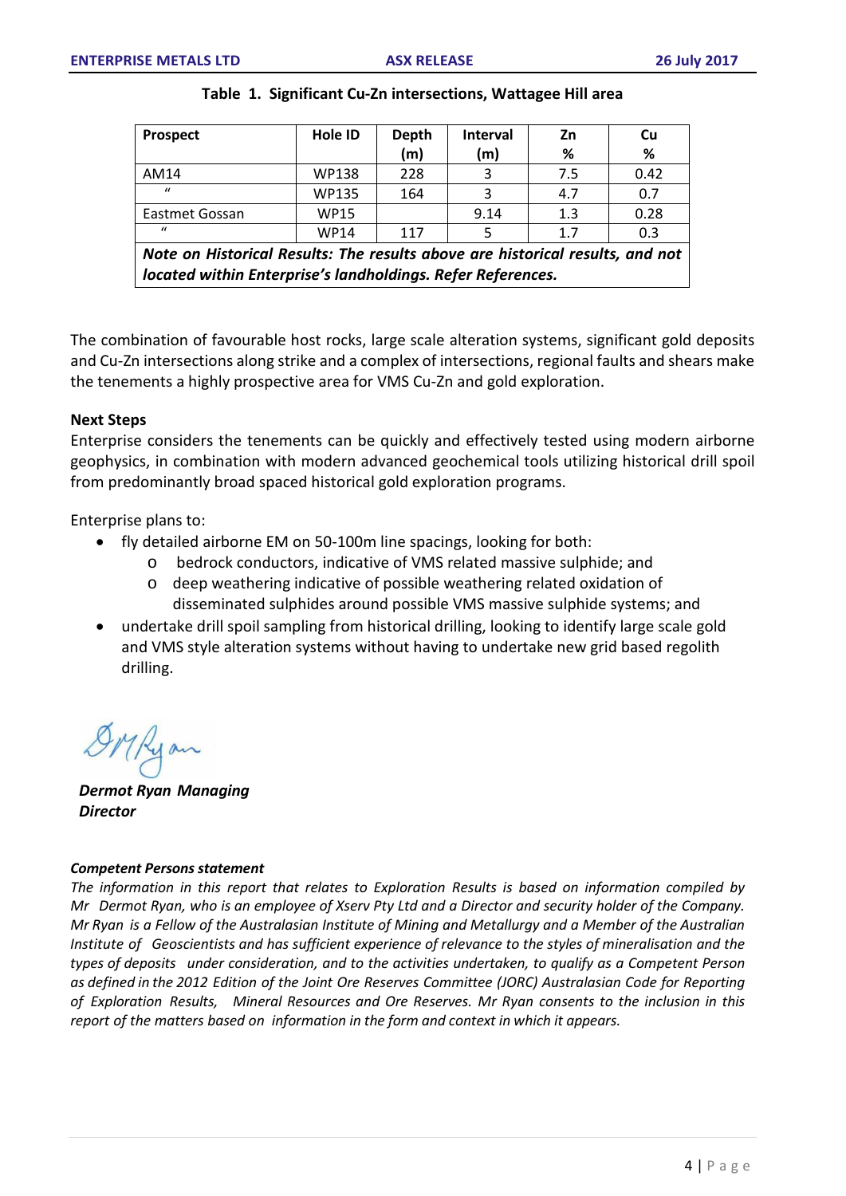**Table 1. Significant Cu-Zn intersections, Wattagee Hill area**

| Prospect | Hole ID | Depth (m) | Interval (m) | Zn % | Cu % |
|---|---|---|---|---|---|
| AM14 | WP138 | 228 | 3 | 7.5 | 0.42 |
| " | WP135 | 164 | 3 | 4.7 | 0.7 |
| Eastmet Gossan | WP15 | | 9.14 | 1.3 | 0.28 |
| " | WP14 | 117 | 5 | 1.7 | 0.3 |
| ***Note on Historical Results: The results above are historical results, and not located within Enterprise's landholdings. Refer References.*** | | | | | |

The combination of favourable host rocks, large scale alteration systems, significant gold deposits and Cu-Zn intersections along strike and a complex of intersections, regional faults and shears make the tenements a highly prospective area for VMS Cu-Zn and gold exploration.

**Next Steps**

Enterprise considers the tenements can be quickly and effectively tested using modern airborne geophysics, in combination with modern advanced geochemical tools utilizing historical drill spoil from predominantly broad spaced historical gold exploration programs.

Enterprise plans to:

- fly detailed airborne EM on 50-100m line spacings, looking for both:
  - bedrock conductors, indicative of VMS related massive sulphide; and
  - deep weathering indicative of possible weathering related oxidation of disseminated sulphides around possible VMS massive sulphide systems; and
- undertake drill spoil sampling from historical drilling, looking to identify large scale gold and VMS style alteration systems without having to undertake new grid based regolith drilling.

***Dermot Ryan Managing Director***

***Competent Persons statement***

*The information in this report that relates to Exploration Results is based on information compiled by Mr Dermot Ryan, who is an employee of Xserv Pty Ltd and a Director and security holder of the Company. Mr Ryan is a Fellow of the Australasian Institute of Mining and Metallurgy and a Member of the Australian Institute of Geoscientists and has sufficient experience of relevance to the styles of mineralisation and the types of deposits under consideration, and to the activities undertaken, to qualify as a Competent Person as defined in the 2012 Edition of the Joint Ore Reserves Committee (JORC) Australasian Code for Reporting of Exploration Results, Mineral Resources and Ore Reserves. Mr Ryan consents to the inclusion in this report of the matters based on information in the form and context in which it appears.*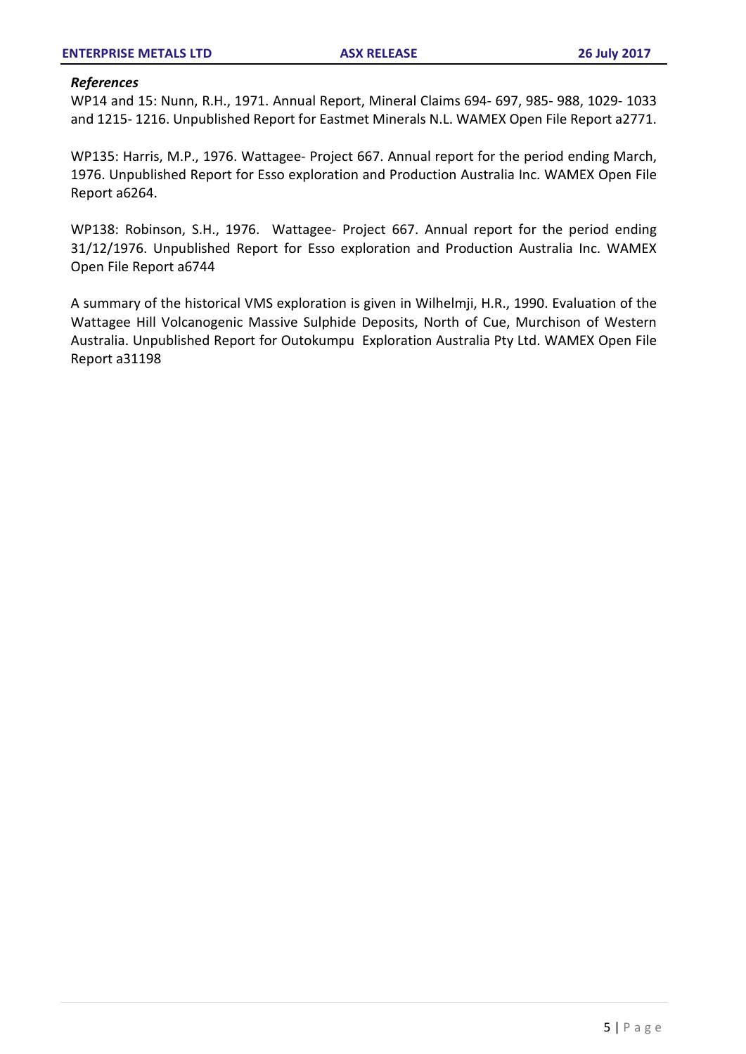***References***

WP14 and 15: Nunn, R.H., 1971. Annual Report, Mineral Claims 694- 697, 985- 988, 1029- 1033 and 1215- 1216. Unpublished Report for Eastmet Minerals N.L. WAMEX Open File Report a2771.

WP135: Harris, M.P., 1976. Wattagee- Project 667. Annual report for the period ending March, 1976. Unpublished Report for Esso exploration and Production Australia Inc. WAMEX Open File Report a6264.

WP138: Robinson, S.H., 1976. Wattagee- Project 667. Annual report for the period ending 31/12/1976. Unpublished Report for Esso exploration and Production Australia Inc. WAMEX Open File Report a6744

A summary of the historical VMS exploration is given in Wilhelmji, H.R., 1990. Evaluation of the Wattagee Hill Volcanogenic Massive Sulphide Deposits, North of Cue, Murchison of Western Australia. Unpublished Report for Outokumpu Exploration Australia Pty Ltd. WAMEX Open File Report a31198